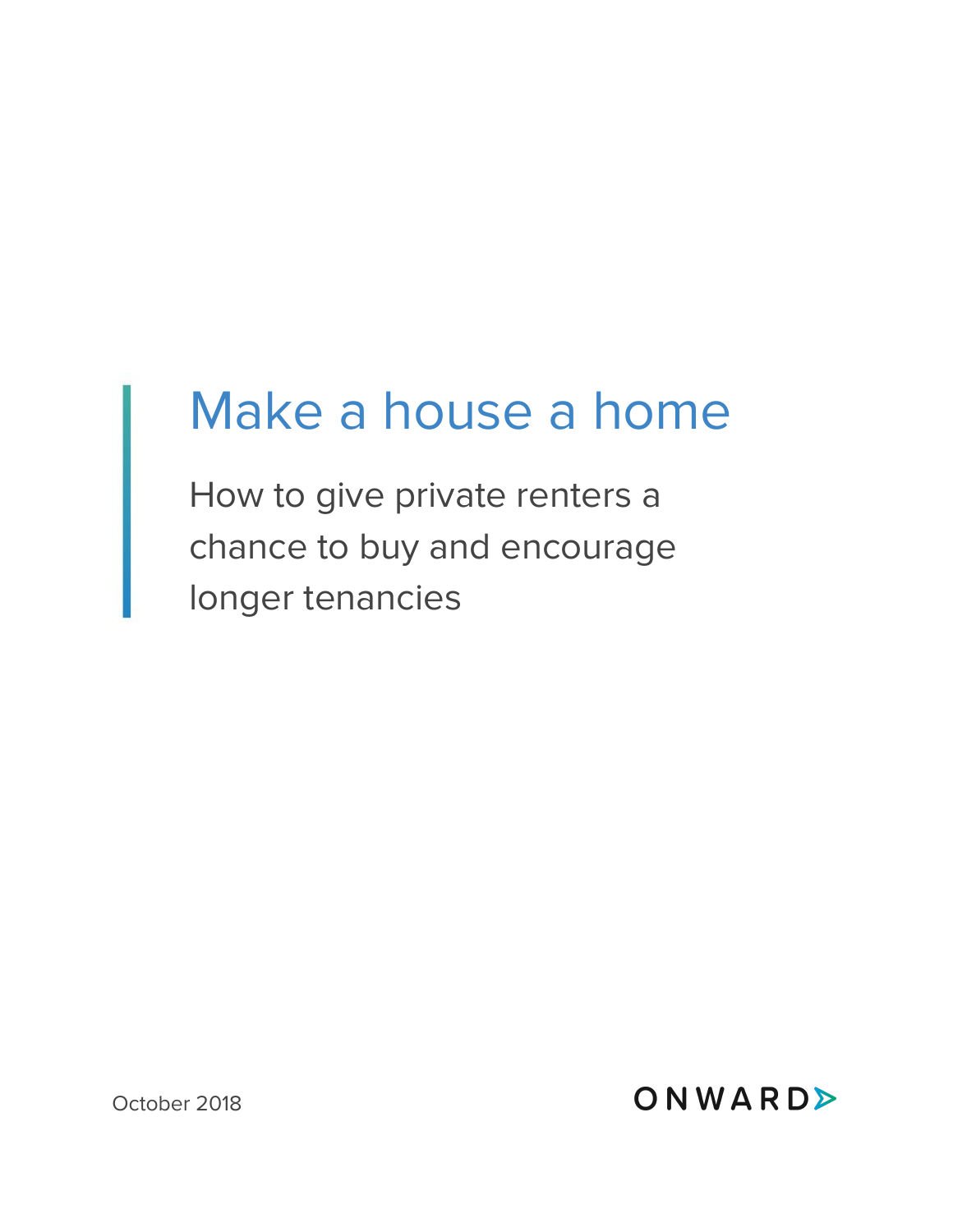# Make a house a home

How to give private renters a chance to buy and encourage longer tenancies

October 2018

ONWARD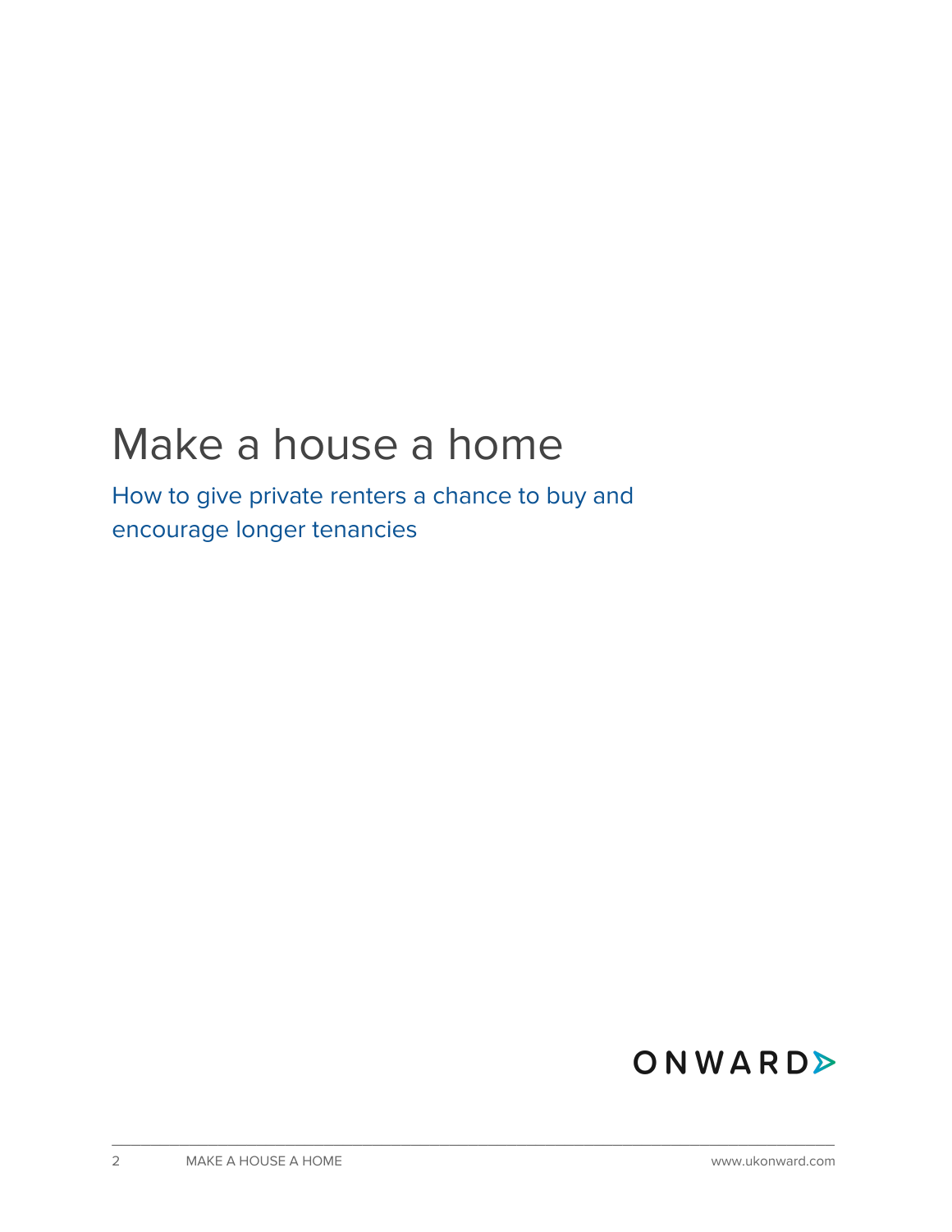# Make a house a home

## How to give private renters a chance to buy and encourage longer tenancies

ONWARD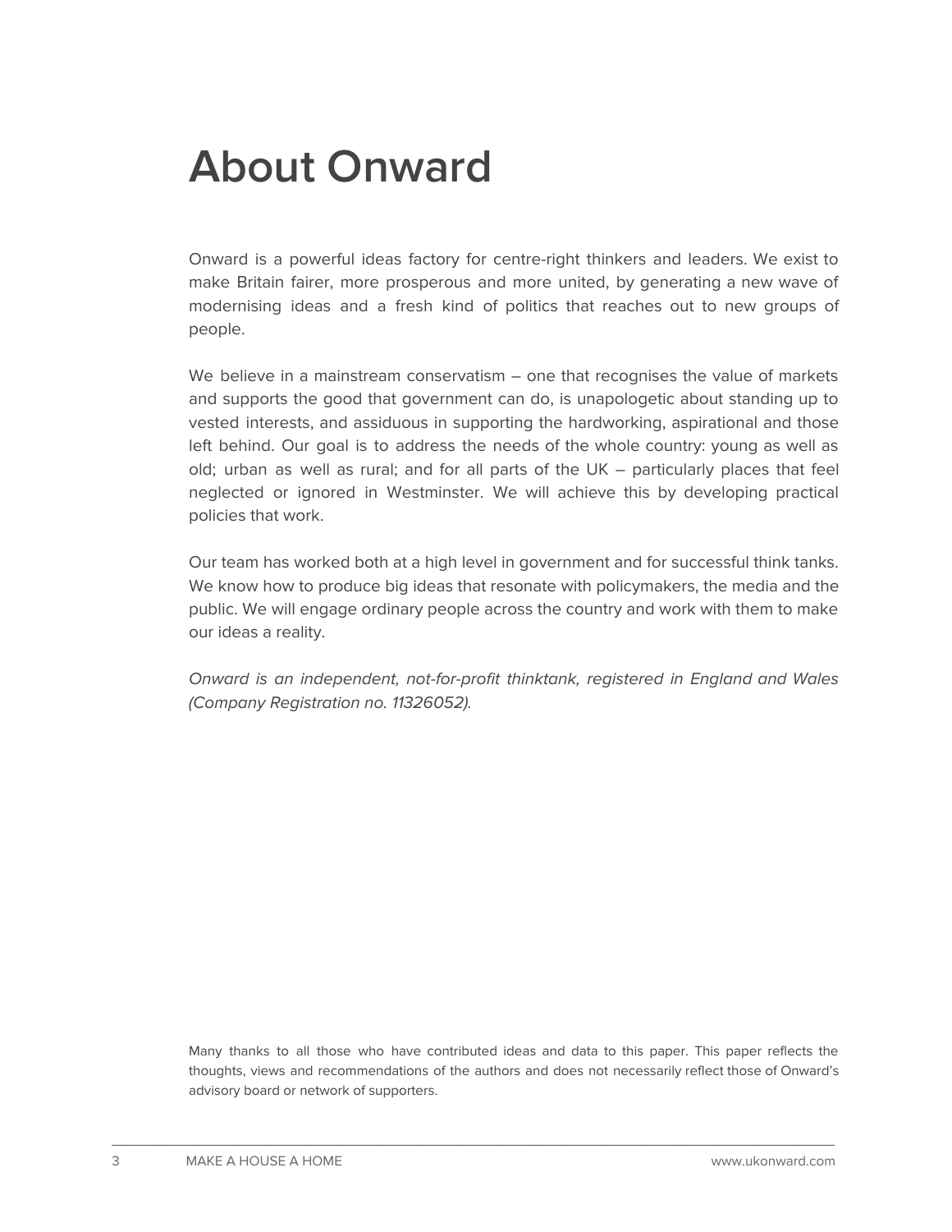# About Onward

Onward is a powerful ideas factory for centre-right thinkers and leaders. We exist to make Britain fairer, more prosperous and more united, by generating a new wave of modernising ideas and a fresh kind of politics that reaches out to new groups of people.

We believe in a mainstream conservatism – one that recognises the value of markets and supports the good that government can do, is unapologetic about standing up to vested interests, and assiduous in supporting the hardworking, aspirational and those left behind. Our goal is to address the needs of the whole country: young as well as old; urban as well as rural; and for all parts of the UK – particularly places that feel neglected or ignored in Westminster. We will achieve this by developing practical policies that work.

Our team has worked both at a high level in government and for successful think tanks. We know how to produce big ideas that resonate with policymakers, the media and the public. We will engage ordinary people across the country and work with them to make our ideas a reality.

*Onward is an independent, not-for-profit thinktank, registered in England and Wales (Company Registration no. 11326052).*

Many thanks to all those who have contributed ideas and data to this paper. This paper reflects the thoughts, views and recommendations of the authors and does not necessarily reflect those of Onward's advisory board or network of supporters.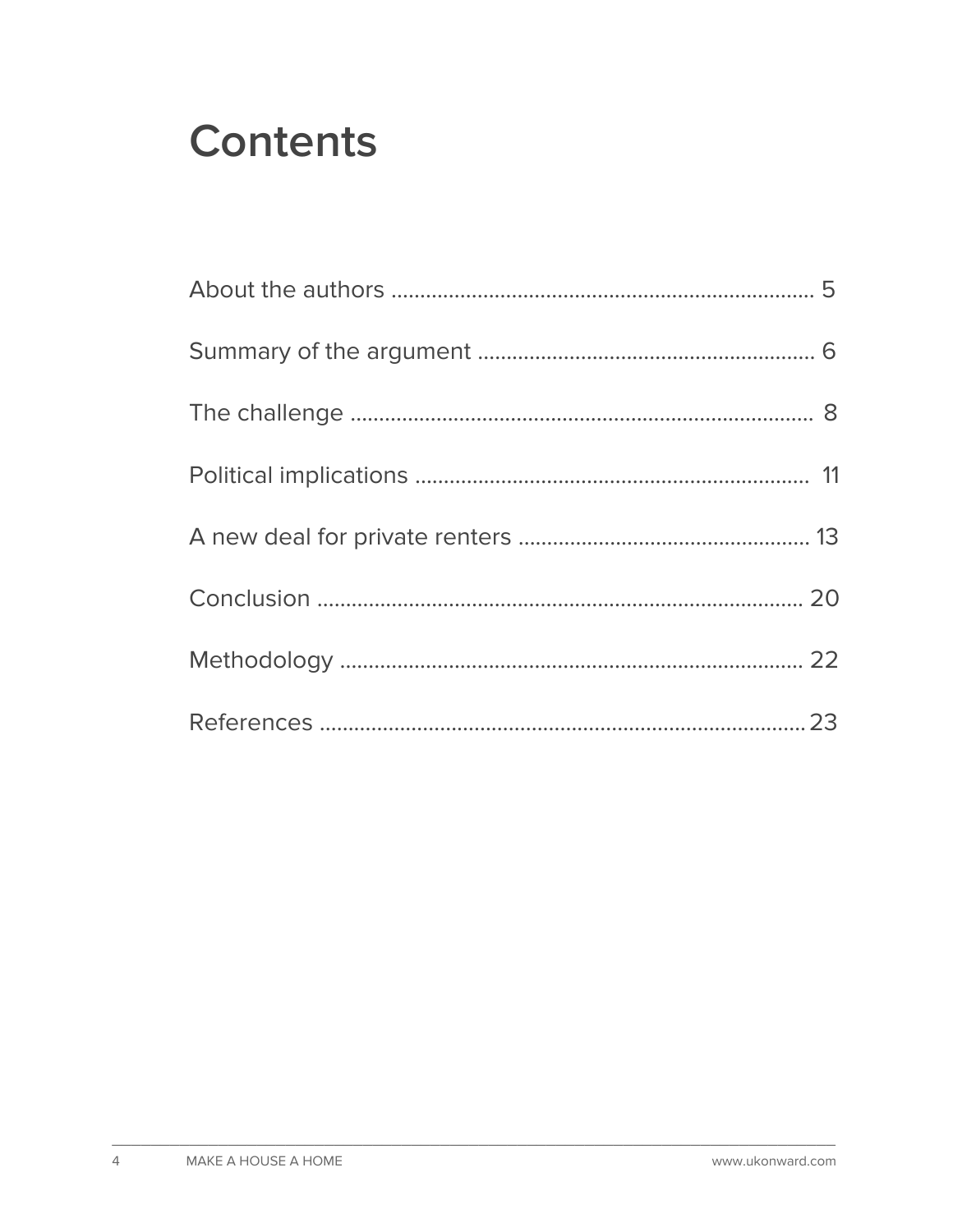# Contents

About the authors ........................................................................ 5

Summary of the argument .......................................................... 6

The challenge ............................................................................... 8

Political implications .................................................................... 11

A new deal for private renters .................................................. 13

Conclusion ................................................................................... 20

Methodology ................................................................................ 22

References ................................................................................... 23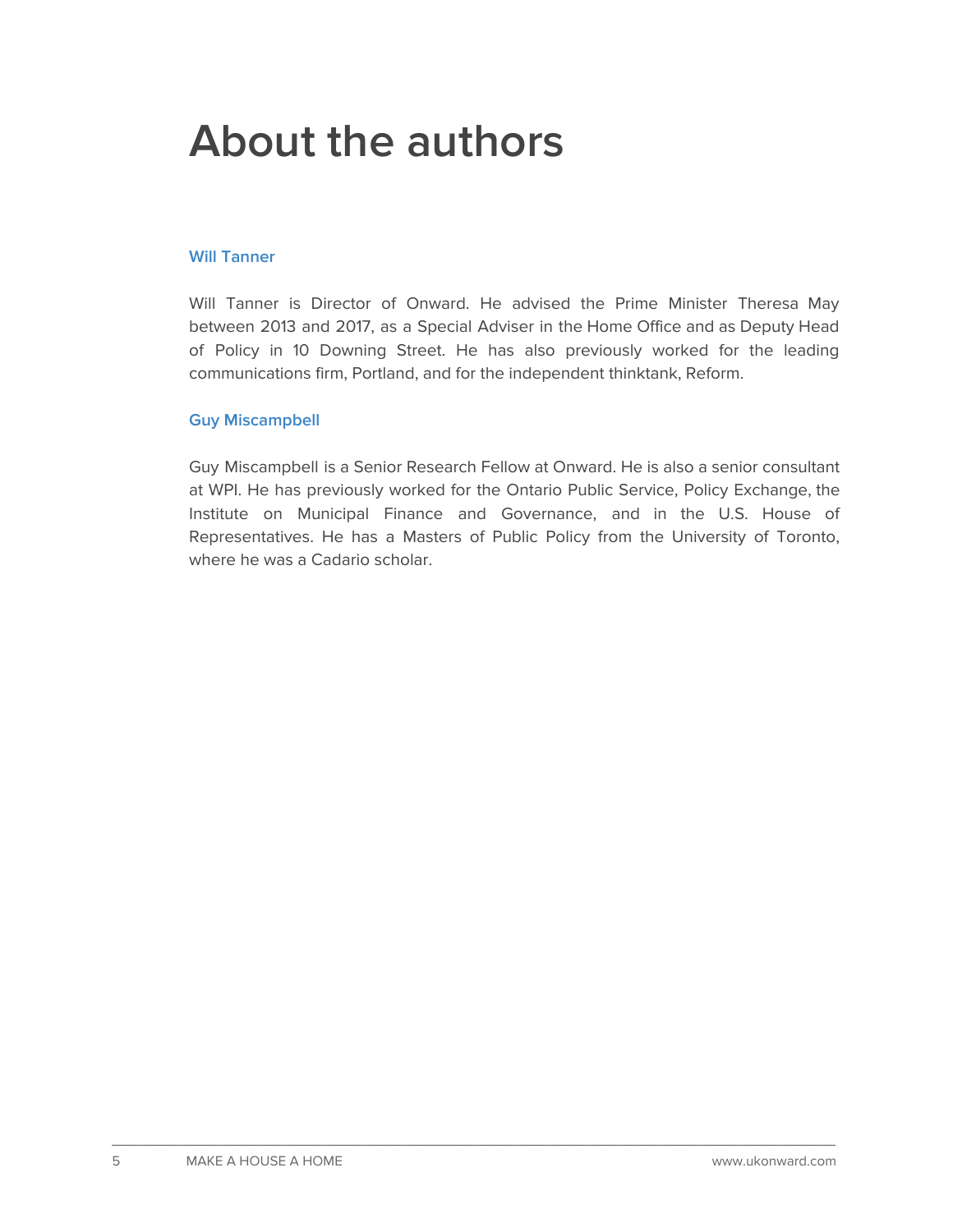# About the authors

### Will Tanner

Will Tanner is Director of Onward. He advised the Prime Minister Theresa May between 2013 and 2017, as a Special Adviser in the Home Office and as Deputy Head of Policy in 10 Downing Street. He has also previously worked for the leading communications firm, Portland, and for the independent thinktank, Reform.

### Guy Miscampbell

Guy Miscampbell is a Senior Research Fellow at Onward. He is also a senior consultant at WPI. He has previously worked for the Ontario Public Service, Policy Exchange, the Institute on Municipal Finance and Governance, and in the U.S. House of Representatives. He has a Masters of Public Policy from the University of Toronto, where he was a Cadario scholar.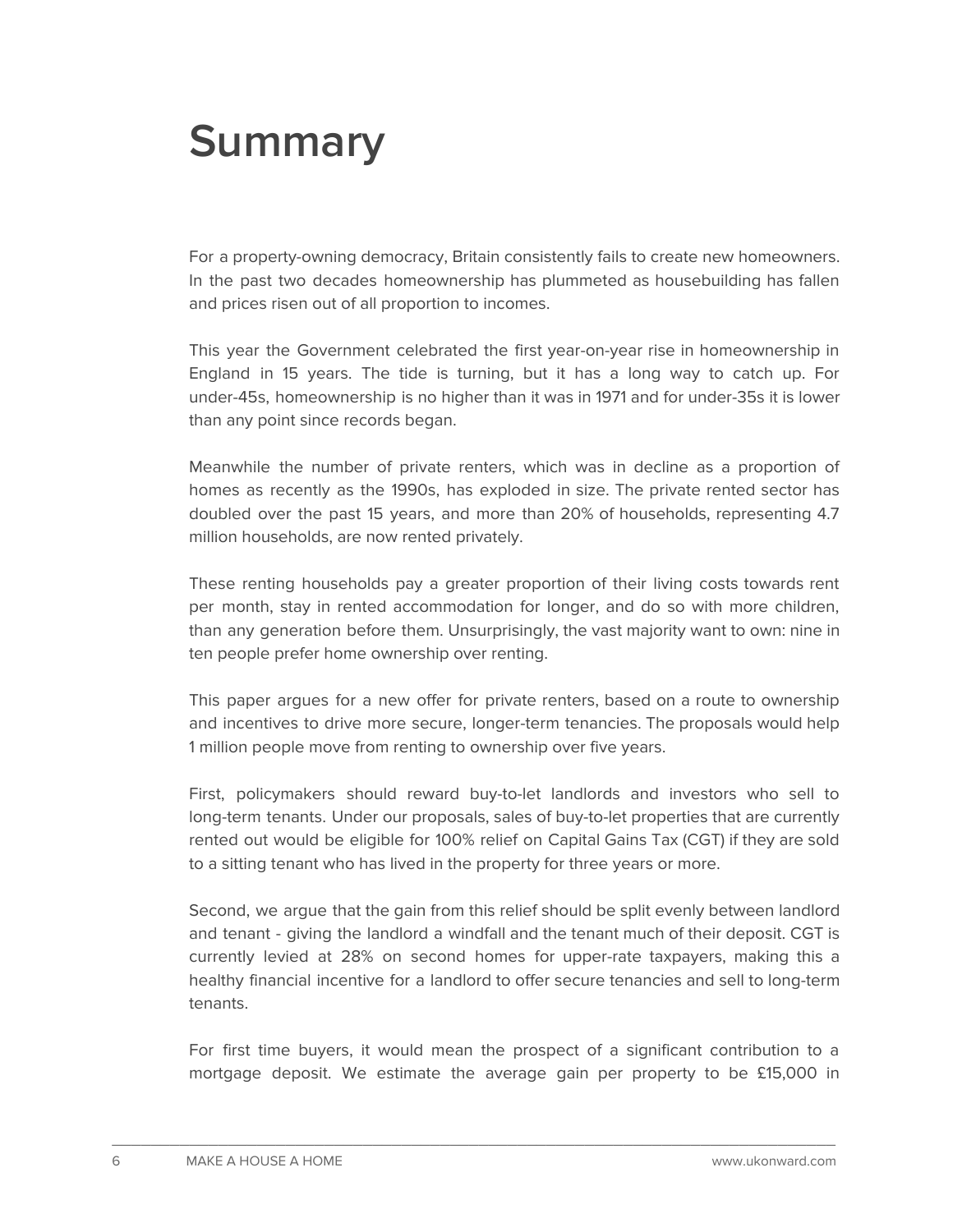# Summary

For a property-owning democracy, Britain consistently fails to create new homeowners. In the past two decades homeownership has plummeted as housebuilding has fallen and prices risen out of all proportion to incomes.

This year the Government celebrated the first year-on-year rise in homeownership in England in 15 years. The tide is turning, but it has a long way to catch up. For under-45s, homeownership is no higher than it was in 1971 and for under-35s it is lower than any point since records began.

Meanwhile the number of private renters, which was in decline as a proportion of homes as recently as the 1990s, has exploded in size. The private rented sector has doubled over the past 15 years, and more than 20% of households, representing 4.7 million households, are now rented privately.

These renting households pay a greater proportion of their living costs towards rent per month, stay in rented accommodation for longer, and do so with more children, than any generation before them. Unsurprisingly, the vast majority want to own: nine in ten people prefer home ownership over renting.

This paper argues for a new offer for private renters, based on a route to ownership and incentives to drive more secure, longer-term tenancies. The proposals would help 1 million people move from renting to ownership over five years.

First, policymakers should reward buy-to-let landlords and investors who sell to long-term tenants. Under our proposals, sales of buy-to-let properties that are currently rented out would be eligible for 100% relief on Capital Gains Tax (CGT) if they are sold to a sitting tenant who has lived in the property for three years or more.

Second, we argue that the gain from this relief should be split evenly between landlord and tenant - giving the landlord a windfall and the tenant much of their deposit. CGT is currently levied at 28% on second homes for upper-rate taxpayers, making this a healthy financial incentive for a landlord to offer secure tenancies and sell to long-term tenants.

For first time buyers, it would mean the prospect of a significant contribution to a mortgage deposit. We estimate the average gain per property to be £15,000 in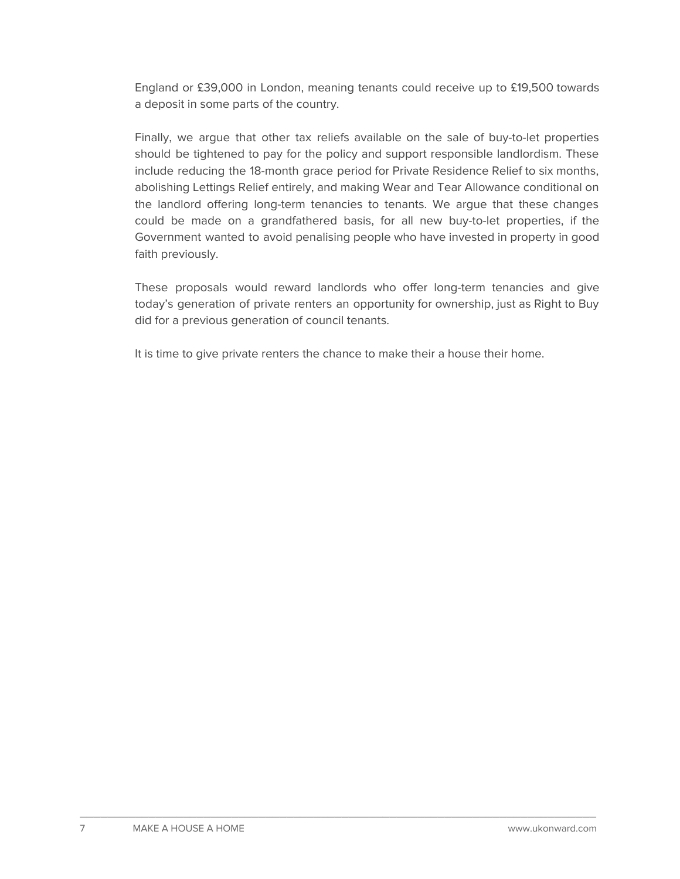England or £39,000 in London, meaning tenants could receive up to £19,500 towards a deposit in some parts of the country.

Finally, we argue that other tax reliefs available on the sale of buy-to-let properties should be tightened to pay for the policy and support responsible landlordism. These include reducing the 18-month grace period for Private Residence Relief to six months, abolishing Lettings Relief entirely, and making Wear and Tear Allowance conditional on the landlord offering long-term tenancies to tenants. We argue that these changes could be made on a grandfathered basis, for all new buy-to-let properties, if the Government wanted to avoid penalising people who have invested in property in good faith previously.

These proposals would reward landlords who offer long-term tenancies and give today's generation of private renters an opportunity for ownership, just as Right to Buy did for a previous generation of council tenants.

It is time to give private renters the chance to make their a house their home.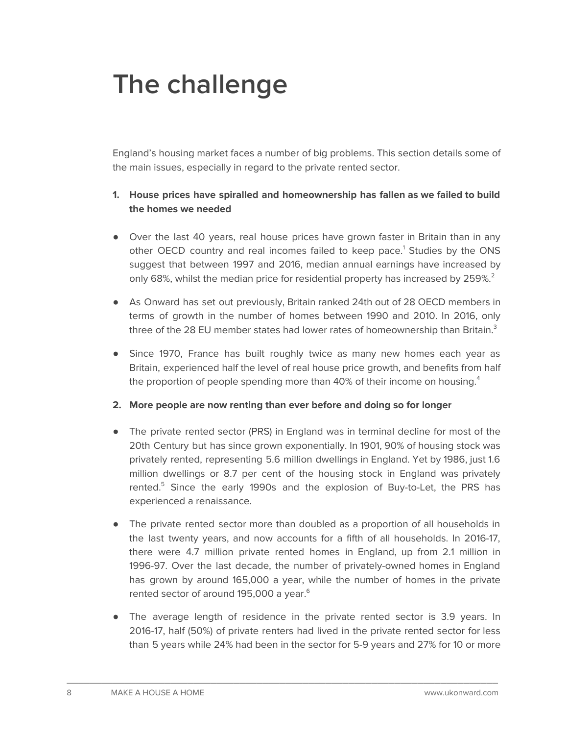# The challenge

England's housing market faces a number of big problems. This section details some of the main issues, especially in regard to the private rented sector.

1. **House prices have spiralled and homeownership has fallen as we failed to build the homes we needed**

- Over the last 40 years, real house prices have grown faster in Britain than in any other OECD country and real incomes failed to keep pace.[1] Studies by the ONS suggest that between 1997 and 2016, median annual earnings have increased by only 68%, whilst the median price for residential property has increased by 259%.[2]

- As Onward has set out previously, Britain ranked 24th out of 28 OECD members in terms of growth in the number of homes between 1990 and 2010. In 2016, only three of the 28 EU member states had lower rates of homeownership than Britain.[3]

- Since 1970, France has built roughly twice as many new homes each year as Britain, experienced half the level of real house price growth, and benefits from half the proportion of people spending more than 40% of their income on housing.[4]

2. **More people are now renting than ever before and doing so for longer**

- The private rented sector (PRS) in England was in terminal decline for most of the 20th Century but has since grown exponentially. In 1901, 90% of housing stock was privately rented, representing 5.6 million dwellings in England. Yet by 1986, just 1.6 million dwellings or 8.7 per cent of the housing stock in England was privately rented.[5] Since the early 1990s and the explosion of Buy-to-Let, the PRS has experienced a renaissance.

- The private rented sector more than doubled as a proportion of all households in the last twenty years, and now accounts for a fifth of all households. In 2016-17, there were 4.7 million private rented homes in England, up from 2.1 million in 1996-97. Over the last decade, the number of privately-owned homes in England has grown by around 165,000 a year, while the number of homes in the private rented sector of around 195,000 a year.[6]

- The average length of residence in the private rented sector is 3.9 years. In 2016-17, half (50%) of private renters had lived in the private rented sector for less than 5 years while 24% had been in the sector for 5-9 years and 27% for 10 or more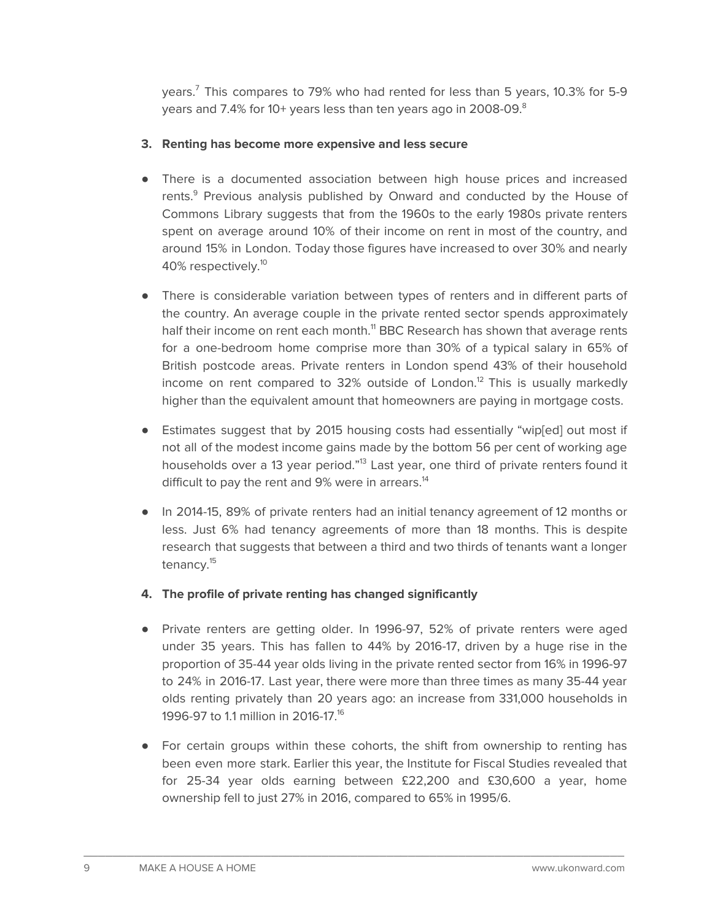years.[7] This compares to 79% who had rented for less than 5 years, 10.3% for 5-9 years and 7.4% for 10+ years less than ten years ago in 2008-09.[8]

3. **Renting has become more expensive and less secure**

- There is a documented association between high house prices and increased rents.[9] Previous analysis published by Onward and conducted by the House of Commons Library suggests that from the 1960s to the early 1980s private renters spent on average around 10% of their income on rent in most of the country, and around 15% in London. Today those figures have increased to over 30% and nearly 40% respectively.[10]

- There is considerable variation between types of renters and in different parts of the country. An average couple in the private rented sector spends approximately half their income on rent each month.[11] BBC Research has shown that average rents for a one-bedroom home comprise more than 30% of a typical salary in 65% of British postcode areas. Private renters in London spend 43% of their household income on rent compared to 32% outside of London.[12] This is usually markedly higher than the equivalent amount that homeowners are paying in mortgage costs.

- Estimates suggest that by 2015 housing costs had essentially "wip[ed] out most if not all of the modest income gains made by the bottom 56 per cent of working age households over a 13 year period."[13] Last year, one third of private renters found it difficult to pay the rent and 9% were in arrears.[14]

- In 2014-15, 89% of private renters had an initial tenancy agreement of 12 months or less. Just 6% had tenancy agreements of more than 18 months. This is despite research that suggests that between a third and two thirds of tenants want a longer tenancy.[15]

4. **The profile of private renting has changed significantly**

- Private renters are getting older. In 1996-97, 52% of private renters were aged under 35 years. This has fallen to 44% by 2016-17, driven by a huge rise in the proportion of 35-44 year olds living in the private rented sector from 16% in 1996-97 to 24% in 2016-17. Last year, there were more than three times as many 35-44 year olds renting privately than 20 years ago: an increase from 331,000 households in 1996-97 to 1.1 million in 2016-17.[16]

- For certain groups within these cohorts, the shift from ownership to renting has been even more stark. Earlier this year, the Institute for Fiscal Studies revealed that for 25-34 year olds earning between £22,200 and £30,600 a year, home ownership fell to just 27% in 2016, compared to 65% in 1995/6.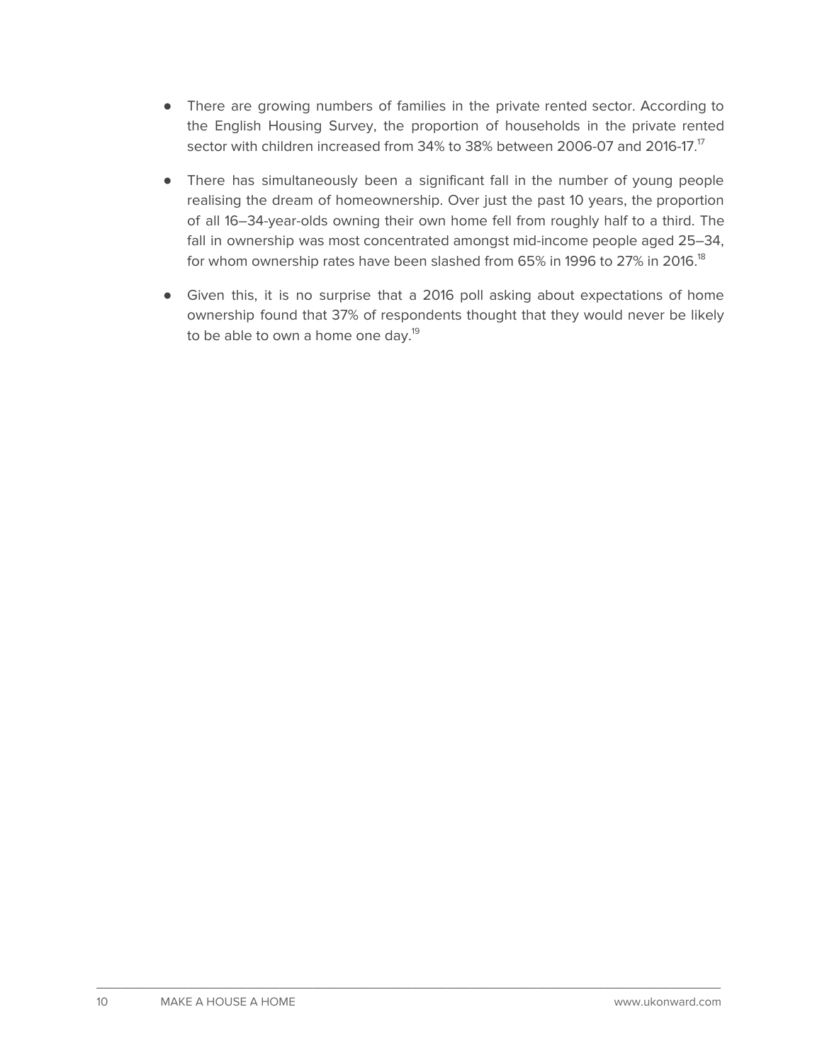- There are growing numbers of families in the private rented sector. According to the English Housing Survey, the proportion of households in the private rented sector with children increased from 34% to 38% between 2006-07 and 2016-17.[17]

- There has simultaneously been a significant fall in the number of young people realising the dream of homeownership. Over just the past 10 years, the proportion of all 16–34-year-olds owning their own home fell from roughly half to a third. The fall in ownership was most concentrated amongst mid-income people aged 25–34, for whom ownership rates have been slashed from 65% in 1996 to 27% in 2016.[18]

- Given this, it is no surprise that a 2016 poll asking about expectations of home ownership found that 37% of respondents thought that they would never be likely to be able to own a home one day.[19]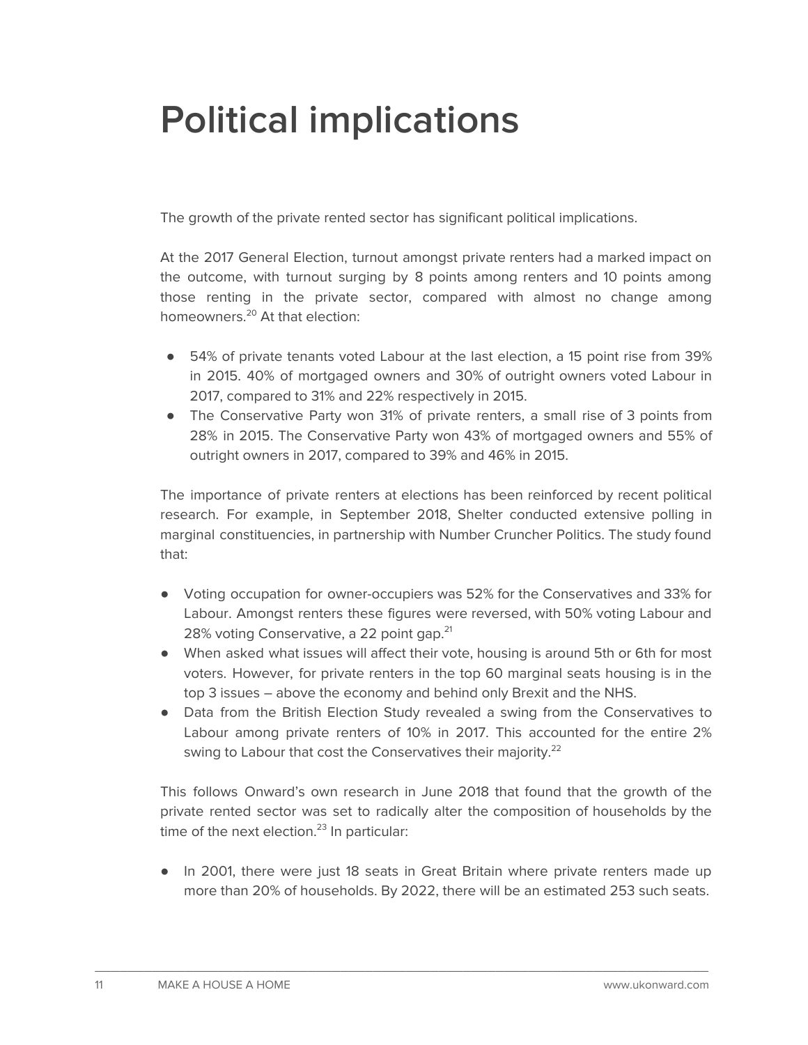# Political implications

The growth of the private rented sector has significant political implications.

At the 2017 General Election, turnout amongst private renters had a marked impact on the outcome, with turnout surging by 8 points among renters and 10 points among those renting in the private sector, compared with almost no change among homeowners.[20] At that election:

- 54% of private tenants voted Labour at the last election, a 15 point rise from 39% in 2015. 40% of mortgaged owners and 30% of outright owners voted Labour in 2017, compared to 31% and 22% respectively in 2015.
- The Conservative Party won 31% of private renters, a small rise of 3 points from 28% in 2015. The Conservative Party won 43% of mortgaged owners and 55% of outright owners in 2017, compared to 39% and 46% in 2015.

The importance of private renters at elections has been reinforced by recent political research. For example, in September 2018, Shelter conducted extensive polling in marginal constituencies, in partnership with Number Cruncher Politics. The study found that:

- Voting occupation for owner-occupiers was 52% for the Conservatives and 33% for Labour. Amongst renters these figures were reversed, with 50% voting Labour and 28% voting Conservative, a 22 point gap.[21]
- When asked what issues will affect their vote, housing is around 5th or 6th for most voters. However, for private renters in the top 60 marginal seats housing is in the top 3 issues – above the economy and behind only Brexit and the NHS.
- Data from the British Election Study revealed a swing from the Conservatives to Labour among private renters of 10% in 2017. This accounted for the entire 2% swing to Labour that cost the Conservatives their majority.[22]

This follows Onward's own research in June 2018 that found that the growth of the private rented sector was set to radically alter the composition of households by the time of the next election.[23] In particular:

- In 2001, there were just 18 seats in Great Britain where private renters made up more than 20% of households. By 2022, there will be an estimated 253 such seats.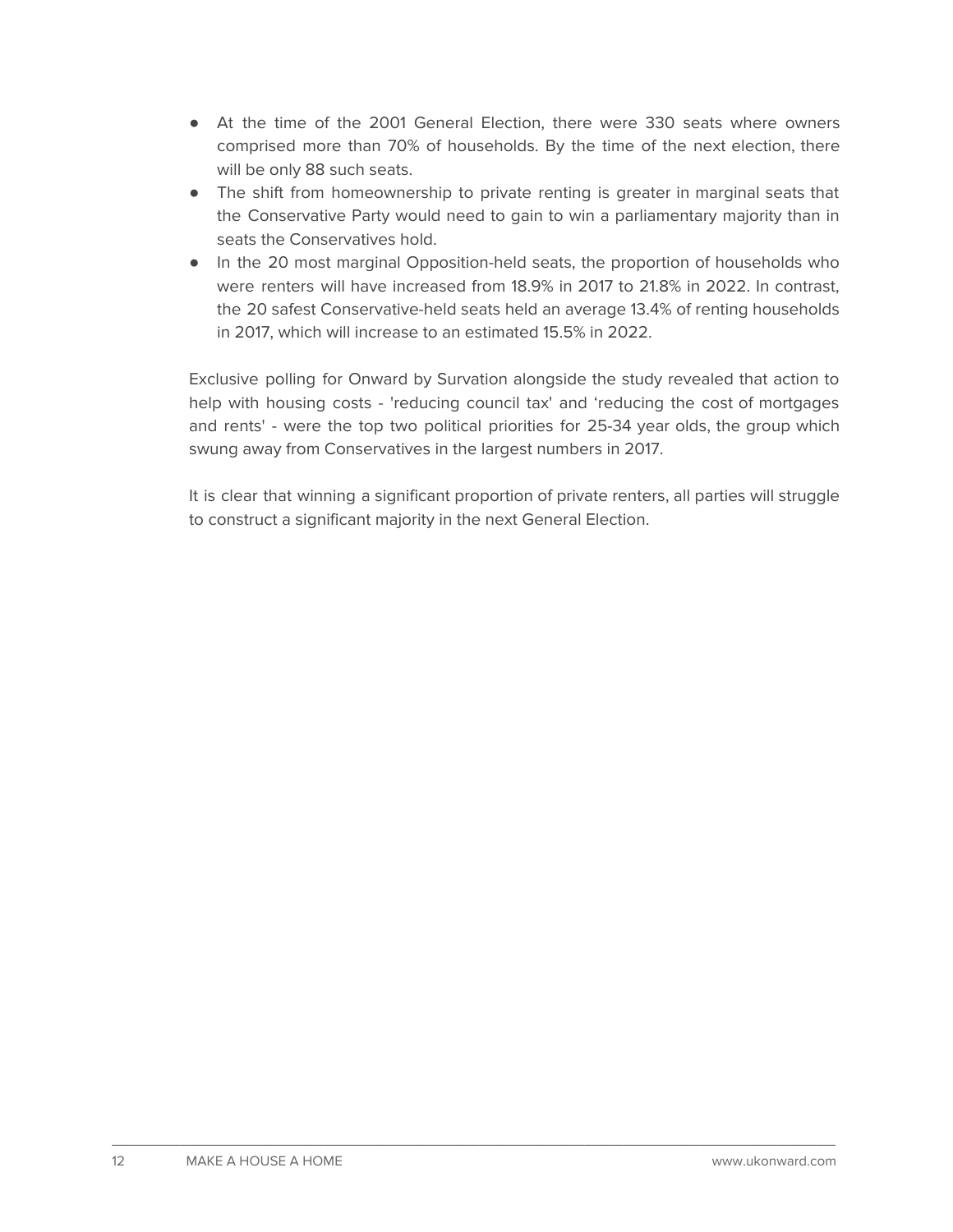- At the time of the 2001 General Election, there were 330 seats where owners comprised more than 70% of households. By the time of the next election, there will be only 88 such seats.
- The shift from homeownership to private renting is greater in marginal seats that the Conservative Party would need to gain to win a parliamentary majority than in seats the Conservatives hold.
- In the 20 most marginal Opposition-held seats, the proportion of households who were renters will have increased from 18.9% in 2017 to 21.8% in 2022. In contrast, the 20 safest Conservative-held seats held an average 13.4% of renting households in 2017, which will increase to an estimated 15.5% in 2022.

Exclusive polling for Onward by Survation alongside the study revealed that action to help with housing costs - 'reducing council tax' and 'reducing the cost of mortgages and rents' - were the top two political priorities for 25-34 year olds, the group which swung away from Conservatives in the largest numbers in 2017.

It is clear that winning a significant proportion of private renters, all parties will struggle to construct a significant majority in the next General Election.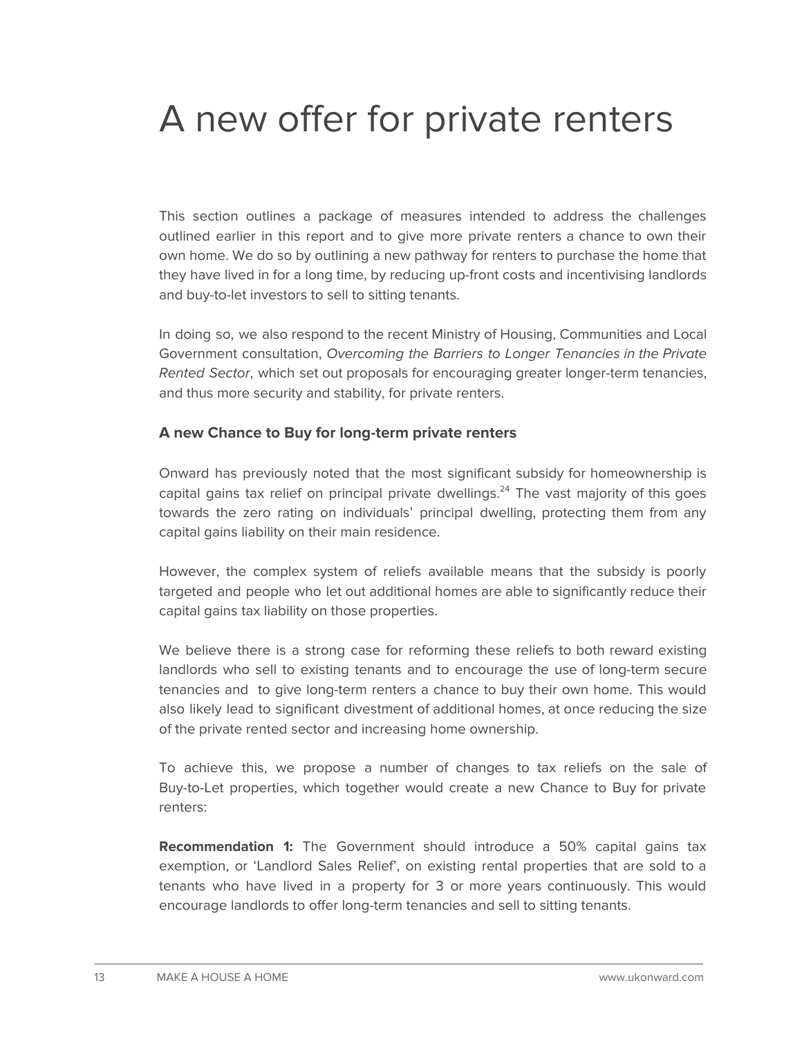# A new offer for private renters

This section outlines a package of measures intended to address the challenges outlined earlier in this report and to give more private renters a chance to own their own home. We do so by outlining a new pathway for renters to purchase the home that they have lived in for a long time, by reducing up-front costs and incentivising landlords and buy-to-let investors to sell to sitting tenants.

In doing so, we also respond to the recent Ministry of Housing, Communities and Local Government consultation, *Overcoming the Barriers to Longer Tenancies in the Private Rented Sector*, which set out proposals for encouraging greater longer-term tenancies, and thus more security and stability, for private renters.

### A new Chance to Buy for long-term private renters

Onward has previously noted that the most significant subsidy for homeownership is capital gains tax relief on principal private dwellings.[24] The vast majority of this goes towards the zero rating on individuals' principal dwelling, protecting them from any capital gains liability on their main residence.

However, the complex system of reliefs available means that the subsidy is poorly targeted and people who let out additional homes are able to significantly reduce their capital gains tax liability on those properties.

We believe there is a strong case for reforming these reliefs to both reward existing landlords who sell to existing tenants and to encourage the use of long-term secure tenancies and to give long-term renters a chance to buy their own home. This would also likely lead to significant divestment of additional homes, at once reducing the size of the private rented sector and increasing home ownership.

To achieve this, we propose a number of changes to tax reliefs on the sale of Buy-to-Let properties, which together would create a new Chance to Buy for private renters:

**Recommendation 1:** The Government should introduce a 50% capital gains tax exemption, or 'Landlord Sales Relief', on existing rental properties that are sold to a tenants who have lived in a property for 3 or more years continuously. This would encourage landlords to offer long-term tenancies and sell to sitting tenants.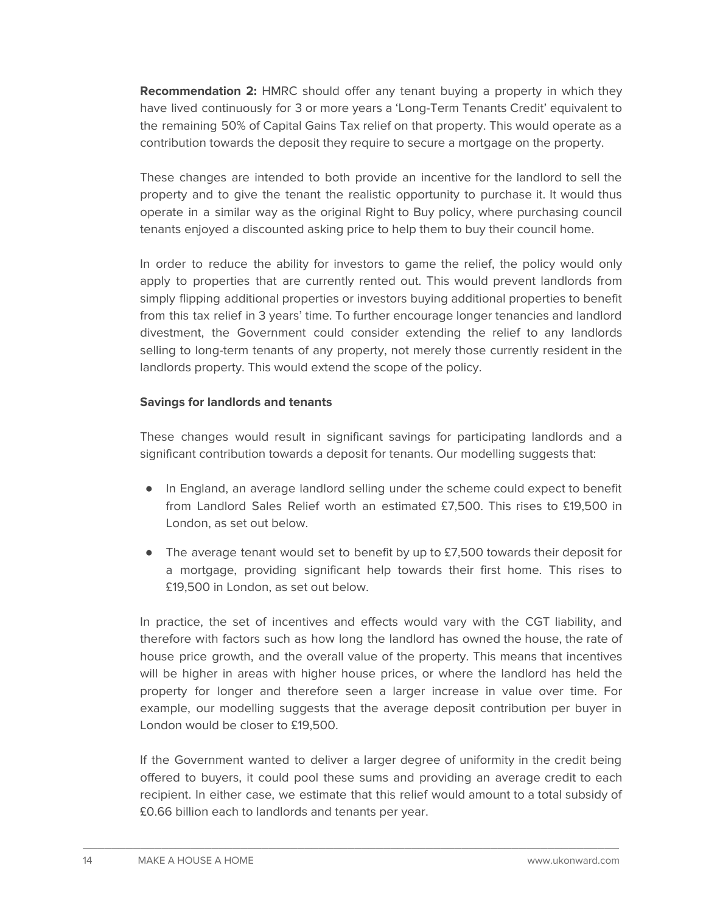**Recommendation 2:** HMRC should offer any tenant buying a property in which they have lived continuously for 3 or more years a 'Long-Term Tenants Credit' equivalent to the remaining 50% of Capital Gains Tax relief on that property. This would operate as a contribution towards the deposit they require to secure a mortgage on the property.

These changes are intended to both provide an incentive for the landlord to sell the property and to give the tenant the realistic opportunity to purchase it. It would thus operate in a similar way as the original Right to Buy policy, where purchasing council tenants enjoyed a discounted asking price to help them to buy their council home.

In order to reduce the ability for investors to game the relief, the policy would only apply to properties that are currently rented out. This would prevent landlords from simply flipping additional properties or investors buying additional properties to benefit from this tax relief in 3 years' time. To further encourage longer tenancies and landlord divestment, the Government could consider extending the relief to any landlords selling to long-term tenants of any property, not merely those currently resident in the landlords property. This would extend the scope of the policy.

**Savings for landlords and tenants**

These changes would result in significant savings for participating landlords and a significant contribution towards a deposit for tenants. Our modelling suggests that:

- In England, an average landlord selling under the scheme could expect to benefit from Landlord Sales Relief worth an estimated £7,500. This rises to £19,500 in London, as set out below.
- The average tenant would set to benefit by up to £7,500 towards their deposit for a mortgage, providing significant help towards their first home. This rises to £19,500 in London, as set out below.

In practice, the set of incentives and effects would vary with the CGT liability, and therefore with factors such as how long the landlord has owned the house, the rate of house price growth, and the overall value of the property. This means that incentives will be higher in areas with higher house prices, or where the landlord has held the property for longer and therefore seen a larger increase in value over time. For example, our modelling suggests that the average deposit contribution per buyer in London would be closer to £19,500.

If the Government wanted to deliver a larger degree of uniformity in the credit being offered to buyers, it could pool these sums and providing an average credit to each recipient. In either case, we estimate that this relief would amount to a total subsidy of £0.66 billion each to landlords and tenants per year.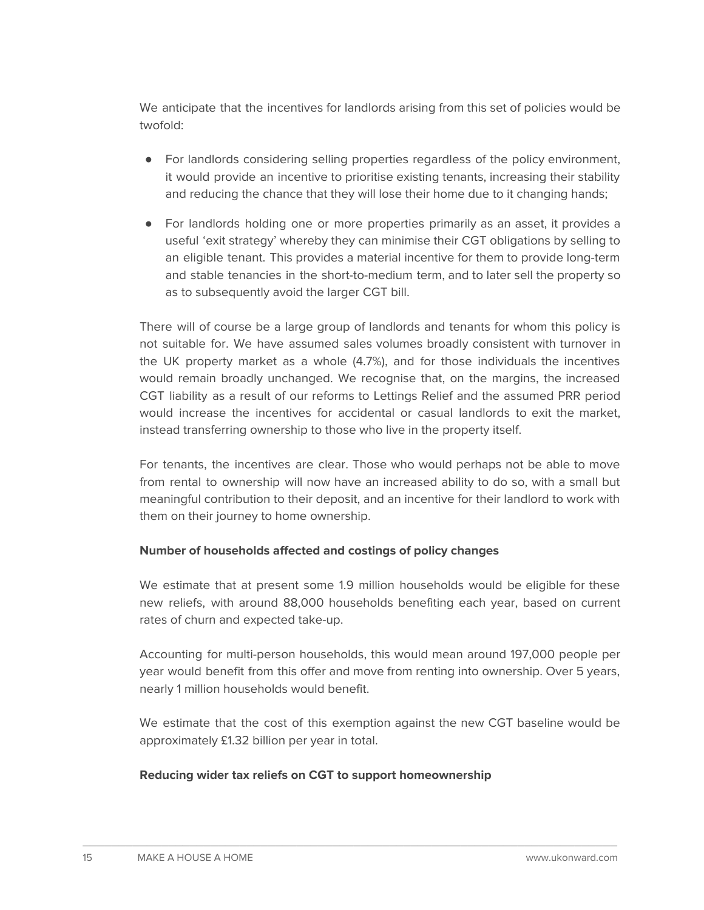We anticipate that the incentives for landlords arising from this set of policies would be twofold:

- For landlords considering selling properties regardless of the policy environment, it would provide an incentive to prioritise existing tenants, increasing their stability and reducing the chance that they will lose their home due to it changing hands;
- For landlords holding one or more properties primarily as an asset, it provides a useful 'exit strategy' whereby they can minimise their CGT obligations by selling to an eligible tenant. This provides a material incentive for them to provide long-term and stable tenancies in the short-to-medium term, and to later sell the property so as to subsequently avoid the larger CGT bill.

There will of course be a large group of landlords and tenants for whom this policy is not suitable for. We have assumed sales volumes broadly consistent with turnover in the UK property market as a whole (4.7%), and for those individuals the incentives would remain broadly unchanged. We recognise that, on the margins, the increased CGT liability as a result of our reforms to Lettings Relief and the assumed PRR period would increase the incentives for accidental or casual landlords to exit the market, instead transferring ownership to those who live in the property itself.

For tenants, the incentives are clear. Those who would perhaps not be able to move from rental to ownership will now have an increased ability to do so, with a small but meaningful contribution to their deposit, and an incentive for their landlord to work with them on their journey to home ownership.

**Number of households affected and costings of policy changes**

We estimate that at present some 1.9 million households would be eligible for these new reliefs, with around 88,000 households benefiting each year, based on current rates of churn and expected take-up.

Accounting for multi-person households, this would mean around 197,000 people per year would benefit from this offer and move from renting into ownership. Over 5 years, nearly 1 million households would benefit.

We estimate that the cost of this exemption against the new CGT baseline would be approximately £1.32 billion per year in total.

**Reducing wider tax reliefs on CGT to support homeownership**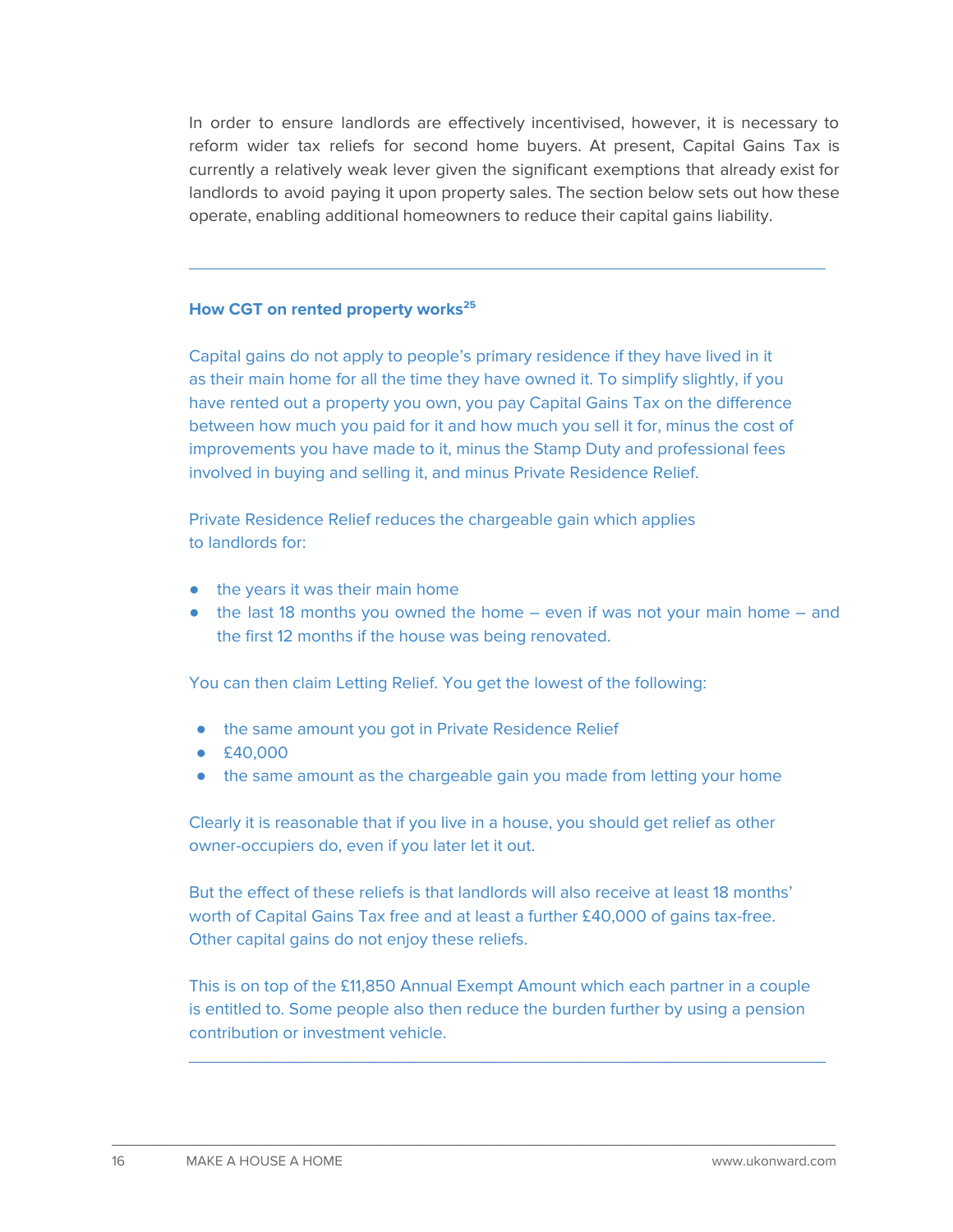In order to ensure landlords are effectively incentivised, however, it is necessary to reform wider tax reliefs for second home buyers. At present, Capital Gains Tax is currently a relatively weak lever given the significant exemptions that already exist for landlords to avoid paying it upon property sales. The section below sets out how these operate, enabling additional homeowners to reduce their capital gains liability.

---

### How CGT on rented property works[25]

Capital gains do not apply to people's primary residence if they have lived in it as their main home for all the time they have owned it. To simplify slightly, if you have rented out a property you own, you pay Capital Gains Tax on the difference between how much you paid for it and how much you sell it for, minus the cost of improvements you have made to it, minus the Stamp Duty and professional fees involved in buying and selling it, and minus Private Residence Relief.

Private Residence Relief reduces the chargeable gain which applies to landlords for:

- the years it was their main home
- the last 18 months you owned the home – even if was not your main home – and the first 12 months if the house was being renovated.

You can then claim Letting Relief. You get the lowest of the following:

- the same amount you got in Private Residence Relief
- £40,000
- the same amount as the chargeable gain you made from letting your home

Clearly it is reasonable that if you live in a house, you should get relief as other owner-occupiers do, even if you later let it out.

But the effect of these reliefs is that landlords will also receive at least 18 months' worth of Capital Gains Tax free and at least a further £40,000 of gains tax-free. Other capital gains do not enjoy these reliefs.

This is on top of the £11,850 Annual Exempt Amount which each partner in a couple is entitled to. Some people also then reduce the burden further by using a pension contribution or investment vehicle.

---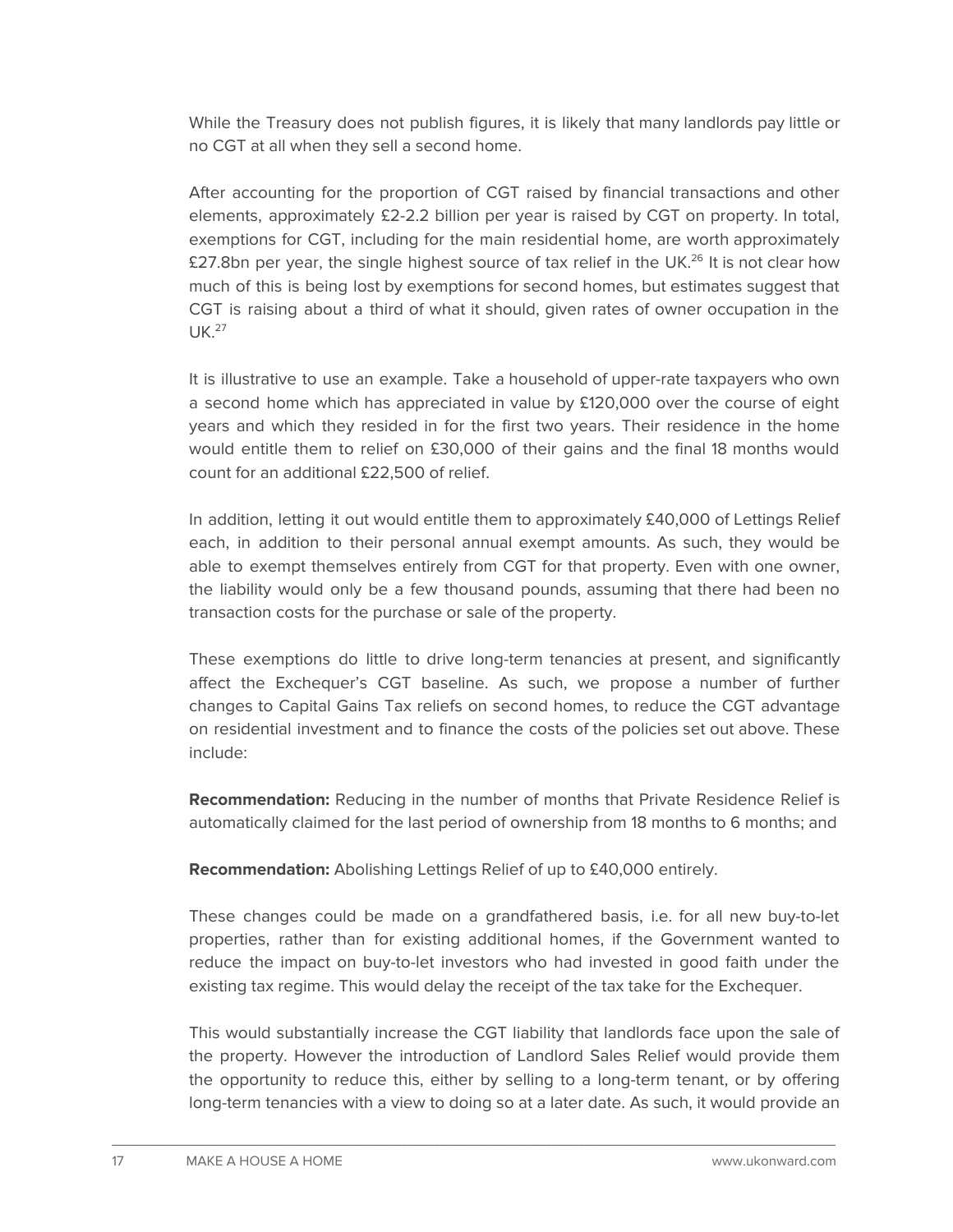While the Treasury does not publish figures, it is likely that many landlords pay little or no CGT at all when they sell a second home.

After accounting for the proportion of CGT raised by financial transactions and other elements, approximately £2-2.2 billion per year is raised by CGT on property. In total, exemptions for CGT, including for the main residential home, are worth approximately £27.8bn per year, the single highest source of tax relief in the UK.[26] It is not clear how much of this is being lost by exemptions for second homes, but estimates suggest that CGT is raising about a third of what it should, given rates of owner occupation in the UK.[27]

It is illustrative to use an example. Take a household of upper-rate taxpayers who own a second home which has appreciated in value by £120,000 over the course of eight years and which they resided in for the first two years. Their residence in the home would entitle them to relief on £30,000 of their gains and the final 18 months would count for an additional £22,500 of relief.

In addition, letting it out would entitle them to approximately £40,000 of Lettings Relief each, in addition to their personal annual exempt amounts. As such, they would be able to exempt themselves entirely from CGT for that property. Even with one owner, the liability would only be a few thousand pounds, assuming that there had been no transaction costs for the purchase or sale of the property.

These exemptions do little to drive long-term tenancies at present, and significantly affect the Exchequer's CGT baseline. As such, we propose a number of further changes to Capital Gains Tax reliefs on second homes, to reduce the CGT advantage on residential investment and to finance the costs of the policies set out above. These include:

**Recommendation:** Reducing in the number of months that Private Residence Relief is automatically claimed for the last period of ownership from 18 months to 6 months; and

**Recommendation:** Abolishing Lettings Relief of up to £40,000 entirely.

These changes could be made on a grandfathered basis, i.e. for all new buy-to-let properties, rather than for existing additional homes, if the Government wanted to reduce the impact on buy-to-let investors who had invested in good faith under the existing tax regime. This would delay the receipt of the tax take for the Exchequer.

This would substantially increase the CGT liability that landlords face upon the sale of the property. However the introduction of Landlord Sales Relief would provide them the opportunity to reduce this, either by selling to a long-term tenant, or by offering long-term tenancies with a view to doing so at a later date. As such, it would provide an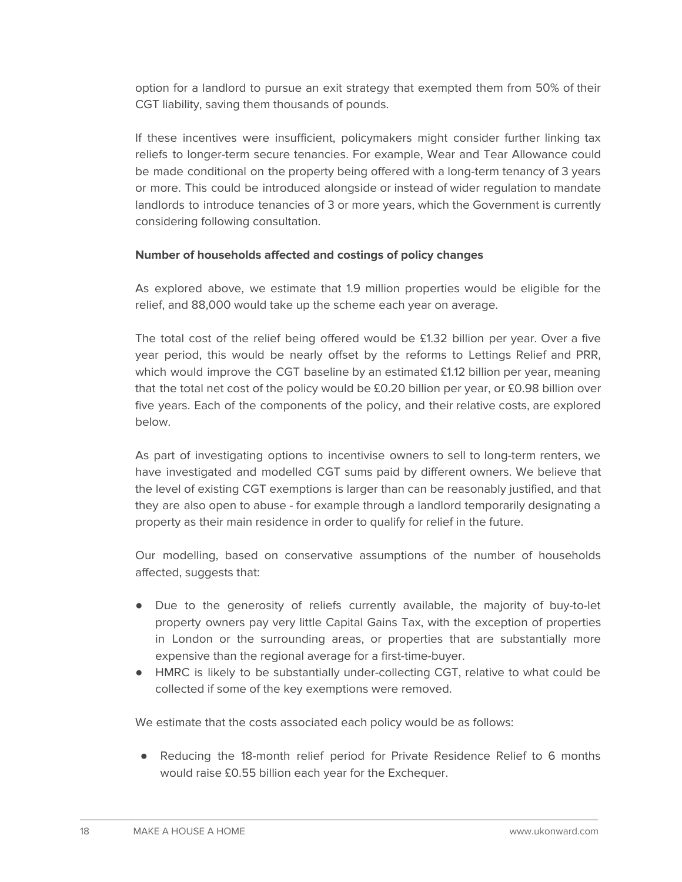option for a landlord to pursue an exit strategy that exempted them from 50% of their CGT liability, saving them thousands of pounds.

If these incentives were insufficient, policymakers might consider further linking tax reliefs to longer-term secure tenancies. For example, Wear and Tear Allowance could be made conditional on the property being offered with a long-term tenancy of 3 years or more. This could be introduced alongside or instead of wider regulation to mandate landlords to introduce tenancies of 3 or more years, which the Government is currently considering following consultation.

**Number of households affected and costings of policy changes**

As explored above, we estimate that 1.9 million properties would be eligible for the relief, and 88,000 would take up the scheme each year on average.

The total cost of the relief being offered would be £1.32 billion per year. Over a five year period, this would be nearly offset by the reforms to Lettings Relief and PRR, which would improve the CGT baseline by an estimated £1.12 billion per year, meaning that the total net cost of the policy would be £0.20 billion per year, or £0.98 billion over five years. Each of the components of the policy, and their relative costs, are explored below.

As part of investigating options to incentivise owners to sell to long-term renters, we have investigated and modelled CGT sums paid by different owners. We believe that the level of existing CGT exemptions is larger than can be reasonably justified, and that they are also open to abuse - for example through a landlord temporarily designating a property as their main residence in order to qualify for relief in the future.

Our modelling, based on conservative assumptions of the number of households affected, suggests that:

- Due to the generosity of reliefs currently available, the majority of buy-to-let property owners pay very little Capital Gains Tax, with the exception of properties in London or the surrounding areas, or properties that are substantially more expensive than the regional average for a first-time-buyer.
- HMRC is likely to be substantially under-collecting CGT, relative to what could be collected if some of the key exemptions were removed.

We estimate that the costs associated each policy would be as follows:

- Reducing the 18-month relief period for Private Residence Relief to 6 months would raise £0.55 billion each year for the Exchequer.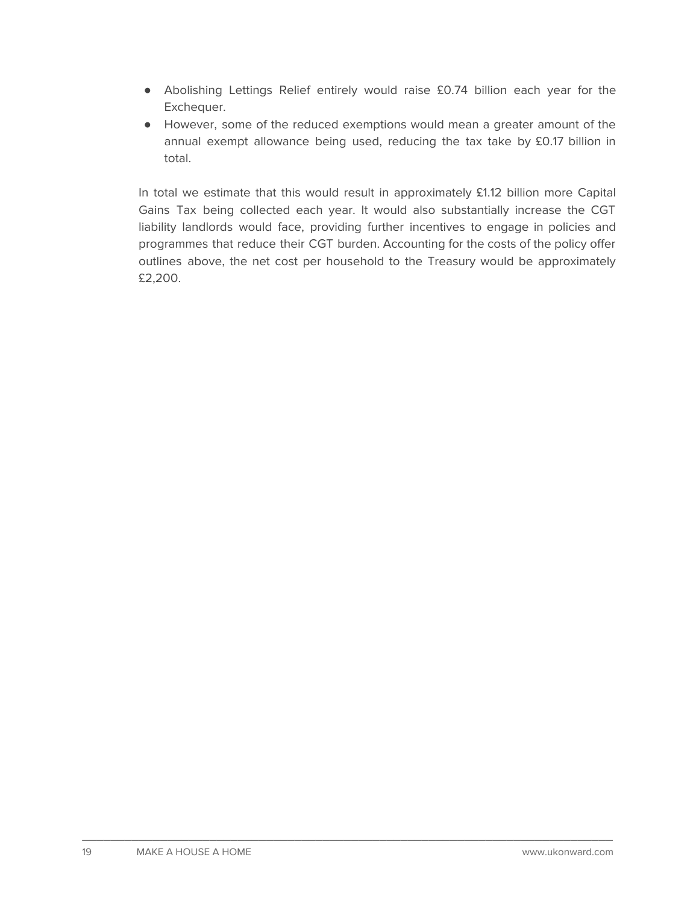- Abolishing Lettings Relief entirely would raise £0.74 billion each year for the Exchequer.
- However, some of the reduced exemptions would mean a greater amount of the annual exempt allowance being used, reducing the tax take by £0.17 billion in total.

In total we estimate that this would result in approximately £1.12 billion more Capital Gains Tax being collected each year. It would also substantially increase the CGT liability landlords would face, providing further incentives to engage in policies and programmes that reduce their CGT burden. Accounting for the costs of the policy offer outlines above, the net cost per household to the Treasury would be approximately £2,200.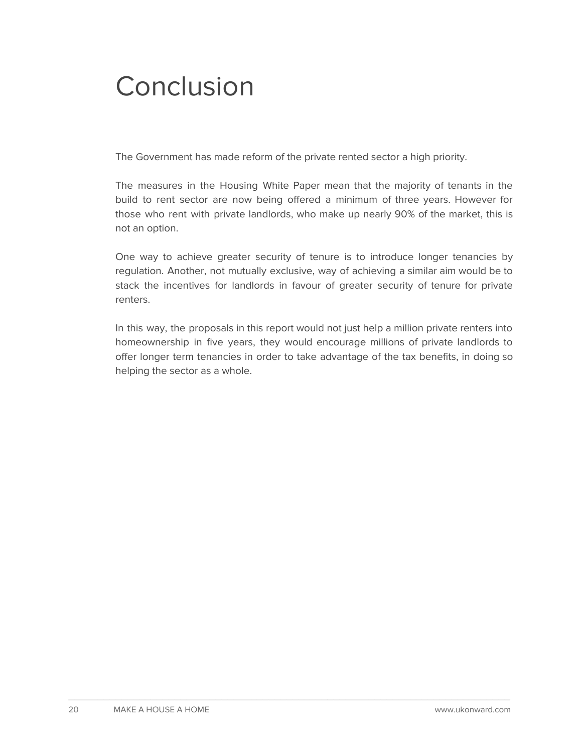# Conclusion

The Government has made reform of the private rented sector a high priority.

The measures in the Housing White Paper mean that the majority of tenants in the build to rent sector are now being offered a minimum of three years. However for those who rent with private landlords, who make up nearly 90% of the market, this is not an option.

One way to achieve greater security of tenure is to introduce longer tenancies by regulation. Another, not mutually exclusive, way of achieving a similar aim would be to stack the incentives for landlords in favour of greater security of tenure for private renters.

In this way, the proposals in this report would not just help a million private renters into homeownership in five years, they would encourage millions of private landlords to offer longer term tenancies in order to take advantage of the tax benefits, in doing so helping the sector as a whole.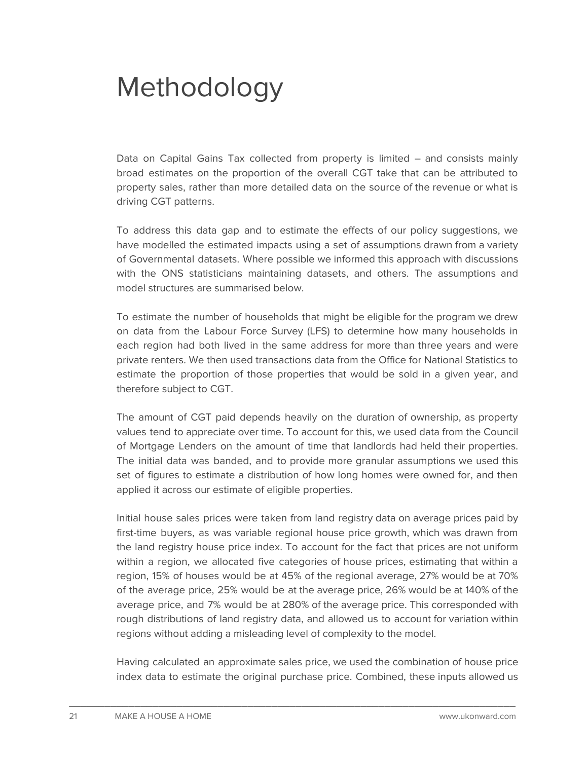# Methodology

Data on Capital Gains Tax collected from property is limited – and consists mainly broad estimates on the proportion of the overall CGT take that can be attributed to property sales, rather than more detailed data on the source of the revenue or what is driving CGT patterns.

To address this data gap and to estimate the effects of our policy suggestions, we have modelled the estimated impacts using a set of assumptions drawn from a variety of Governmental datasets. Where possible we informed this approach with discussions with the ONS statisticians maintaining datasets, and others. The assumptions and model structures are summarised below.

To estimate the number of households that might be eligible for the program we drew on data from the Labour Force Survey (LFS) to determine how many households in each region had both lived in the same address for more than three years and were private renters. We then used transactions data from the Office for National Statistics to estimate the proportion of those properties that would be sold in a given year, and therefore subject to CGT.

The amount of CGT paid depends heavily on the duration of ownership, as property values tend to appreciate over time. To account for this, we used data from the Council of Mortgage Lenders on the amount of time that landlords had held their properties. The initial data was banded, and to provide more granular assumptions we used this set of figures to estimate a distribution of how long homes were owned for, and then applied it across our estimate of eligible properties.

Initial house sales prices were taken from land registry data on average prices paid by first-time buyers, as was variable regional house price growth, which was drawn from the land registry house price index. To account for the fact that prices are not uniform within a region, we allocated five categories of house prices, estimating that within a region, 15% of houses would be at 45% of the regional average, 27% would be at 70% of the average price, 25% would be at the average price, 26% would be at 140% of the average price, and 7% would be at 280% of the average price. This corresponded with rough distributions of land registry data, and allowed us to account for variation within regions without adding a misleading level of complexity to the model.

Having calculated an approximate sales price, we used the combination of house price index data to estimate the original purchase price. Combined, these inputs allowed us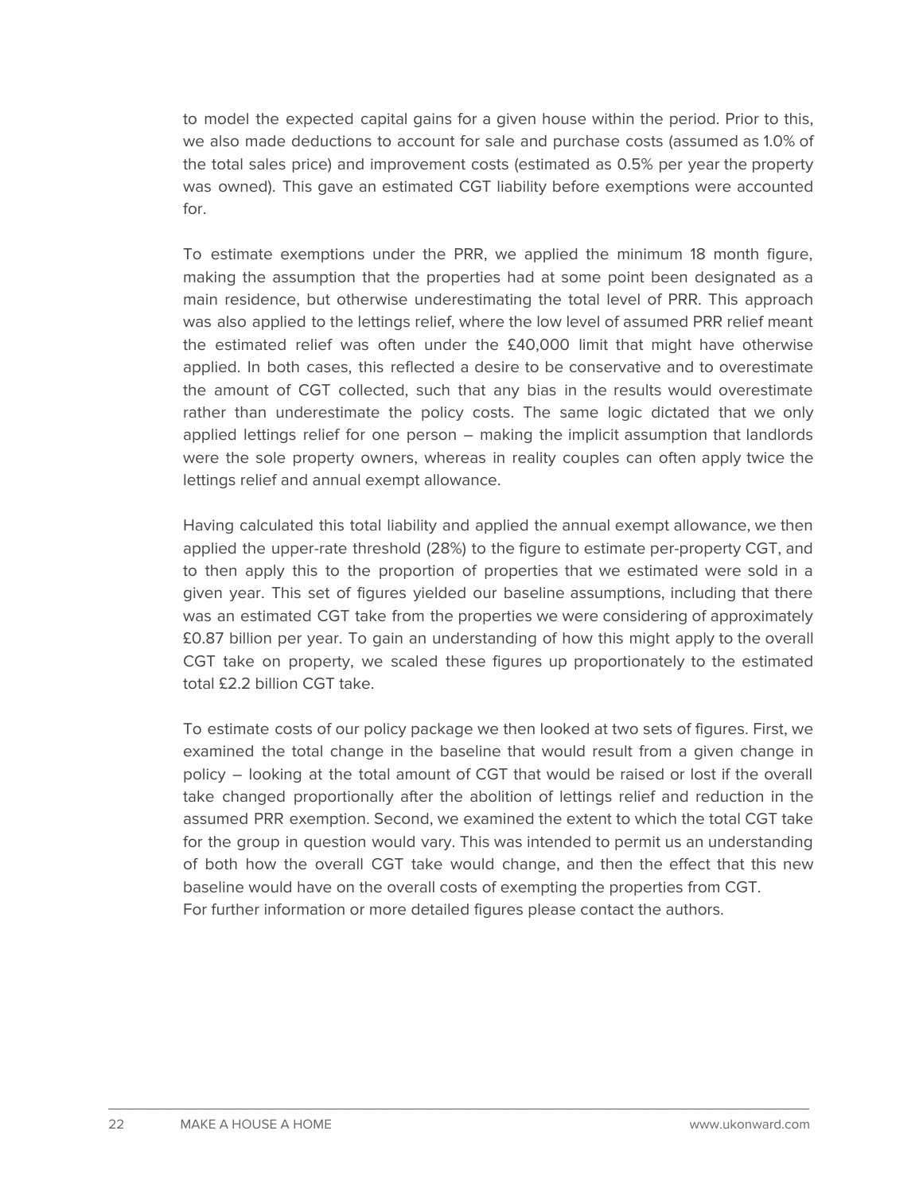to model the expected capital gains for a given house within the period. Prior to this, we also made deductions to account for sale and purchase costs (assumed as 1.0% of the total sales price) and improvement costs (estimated as 0.5% per year the property was owned). This gave an estimated CGT liability before exemptions were accounted for.

To estimate exemptions under the PRR, we applied the minimum 18 month figure, making the assumption that the properties had at some point been designated as a main residence, but otherwise underestimating the total level of PRR. This approach was also applied to the lettings relief, where the low level of assumed PRR relief meant the estimated relief was often under the £40,000 limit that might have otherwise applied. In both cases, this reflected a desire to be conservative and to overestimate the amount of CGT collected, such that any bias in the results would overestimate rather than underestimate the policy costs. The same logic dictated that we only applied lettings relief for one person – making the implicit assumption that landlords were the sole property owners, whereas in reality couples can often apply twice the lettings relief and annual exempt allowance.

Having calculated this total liability and applied the annual exempt allowance, we then applied the upper-rate threshold (28%) to the figure to estimate per-property CGT, and to then apply this to the proportion of properties that we estimated were sold in a given year. This set of figures yielded our baseline assumptions, including that there was an estimated CGT take from the properties we were considering of approximately £0.87 billion per year. To gain an understanding of how this might apply to the overall CGT take on property, we scaled these figures up proportionately to the estimated total £2.2 billion CGT take.

To estimate costs of our policy package we then looked at two sets of figures. First, we examined the total change in the baseline that would result from a given change in policy – looking at the total amount of CGT that would be raised or lost if the overall take changed proportionally after the abolition of lettings relief and reduction in the assumed PRR exemption. Second, we examined the extent to which the total CGT take for the group in question would vary. This was intended to permit us an understanding of both how the overall CGT take would change, and then the effect that this new baseline would have on the overall costs of exempting the properties from CGT.
For further information or more detailed figures please contact the authors.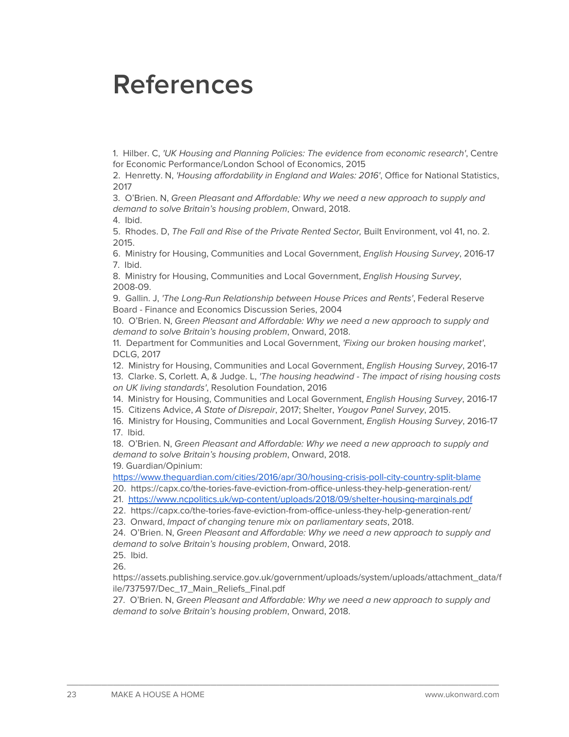# References

1. Hilber. C, *'UK Housing and Planning Policies: The evidence from economic research'*, Centre for Economic Performance/London School of Economics, 2015
2. Henretty. N, *'Housing affordability in England and Wales: 2016'*, Office for National Statistics, 2017
3. O'Brien. N, *Green Pleasant and Affordable: Why we need a new approach to supply and demand to solve Britain's housing problem*, Onward, 2018.
4. Ibid.
5. Rhodes. D, *The Fall and Rise of the Private Rented Sector,* Built Environment, vol 41, no. 2. 2015.
6. Ministry for Housing, Communities and Local Government, *English Housing Survey*, 2016-17
7. Ibid.
8. Ministry for Housing, Communities and Local Government, *English Housing Survey*, 2008-09.
9. Gallin. J, *'The Long-Run Relationship between House Prices and Rents'*, Federal Reserve Board - Finance and Economics Discussion Series, 2004
10. O'Brien. N, *Green Pleasant and Affordable: Why we need a new approach to supply and demand to solve Britain's housing problem*, Onward, 2018.
11. Department for Communities and Local Government, *'Fixing our broken housing market'*, DCLG, 2017
12. Ministry for Housing, Communities and Local Government, *English Housing Survey*, 2016-17
13. Clarke. S, Corlett. A, & Judge. L, *'The housing headwind - The impact of rising housing costs on UK living standards'*, Resolution Foundation, 2016
14. Ministry for Housing, Communities and Local Government, *English Housing Survey*, 2016-17
15. Citizens Advice, *A State of Disrepair*, 2017; Shelter, *Yougov Panel Survey*, 2015.
16. Ministry for Housing, Communities and Local Government, *English Housing Survey*, 2016-17
17. Ibid.
18. O'Brien. N, *Green Pleasant and Affordable: Why we need a new approach to supply and demand to solve Britain's housing problem*, Onward, 2018.
19. Guardian/Opinium: https://www.theguardian.com/cities/2016/apr/30/housing-crisis-poll-city-country-split-blame
20. https://capx.co/the-tories-fave-eviction-from-office-unless-they-help-generation-rent/
21. https://www.ncpolitics.uk/wp-content/uploads/2018/09/shelter-housing-marginals.pdf
22. https://capx.co/the-tories-fave-eviction-from-office-unless-they-help-generation-rent/
23. Onward, *Impact of changing tenure mix on parliamentary seats*, 2018.
24. O'Brien. N, *Green Pleasant and Affordable: Why we need a new approach to supply and demand to solve Britain's housing problem*, Onward, 2018.
25. Ibid.
26. https://assets.publishing.service.gov.uk/government/uploads/system/uploads/attachment_data/file/737597/Dec_17_Main_Reliefs_Final.pdf
27. O'Brien. N, *Green Pleasant and Affordable: Why we need a new approach to supply and demand to solve Britain's housing problem*, Onward, 2018.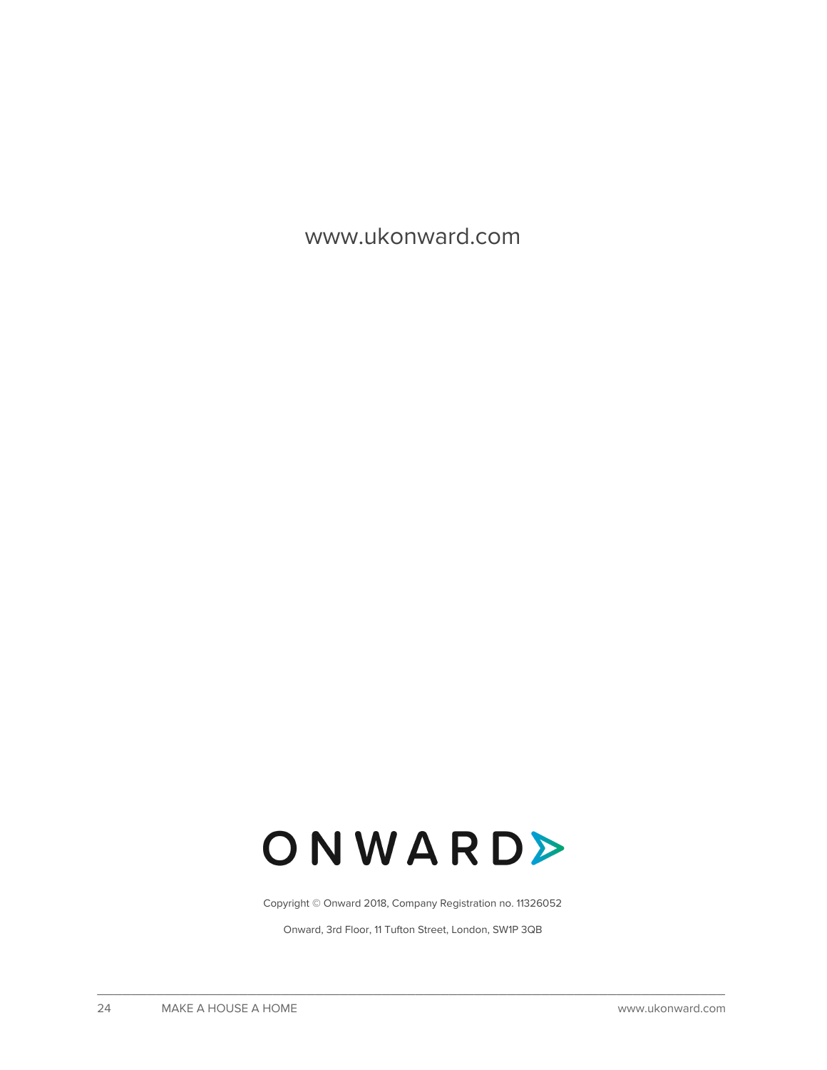www.ukonward.com

ONWARD

Copyright © Onward 2018, Company Registration no. 11326052

Onward, 3rd Floor, 11 Tufton Street, London, SW1P 3QB